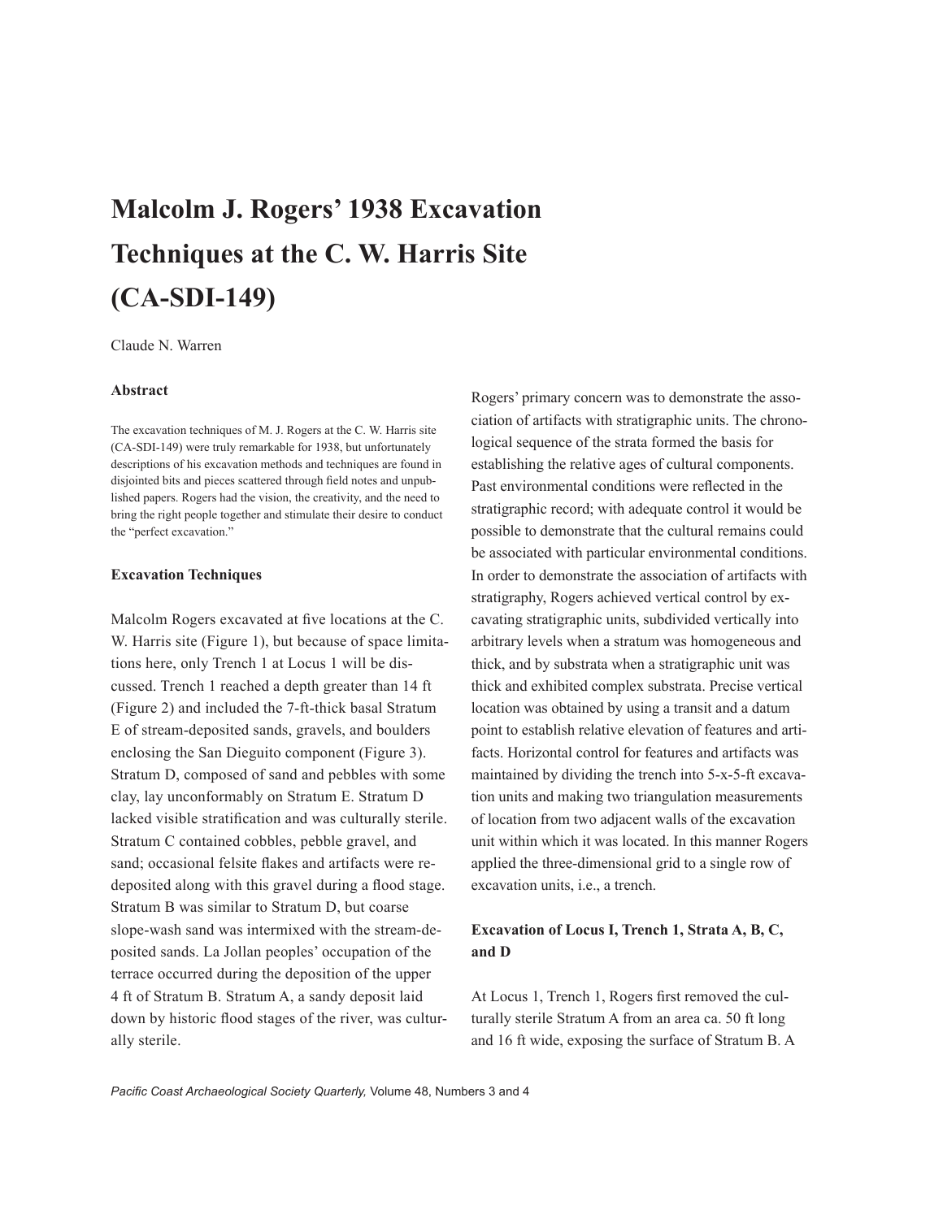# Malcolm J. Rogers' 1938 Excavation Techniques at the C. W. Harris Site (CA-SDI-149)

Claude N. Warren

### Abstract

The excavation techniques of M. J. Rogers at the C. W. Harris site (CA-SDI-149) were truly remarkable for 1938, but unfortunately descriptions of his excavation methods and techniques are found in disjointed bits and pieces scattered through field notes and unpublished papers. Rogers had the vision, the creativity, and the need to bring the right people together and stimulate their desire to conduct the "perfect excavation."

### Excavation Techniques

Malcolm Rogers excavated at five locations at the C. W. Harris site (Figure 1), but because of space limitations here, only Trench 1 at Locus 1 will be discussed. Trench 1 reached a depth greater than 14 ft (Figure 2) and included the 7-ft-thick basal Stratum E of stream-deposited sands, gravels, and boulders enclosing the San Dieguito component (Figure 3). Stratum D, composed of sand and pebbles with some clay, lay unconformably on Stratum E. Stratum D lacked visible stratification and was culturally sterile. Stratum C contained cobbles, pebble gravel, and sand; occasional felsite flakes and artifacts were redeposited along with this gravel during a flood stage. Stratum B was similar to Stratum D, but coarse slope-wash sand was intermixed with the stream-deposited sands. La Jollan peoples' occupation of the terrace occurred during the deposition of the upper 4 ft of Stratum B. Stratum A, a sandy deposit laid down by historic flood stages of the river, was culturally sterile.

Rogers' primary concern was to demonstrate the association of artifacts with stratigraphic units. The chronological sequence of the strata formed the basis for establishing the relative ages of cultural components. Past environmental conditions were reflected in the stratigraphic record; with adequate control it would be possible to demonstrate that the cultural remains could be associated with particular environmental conditions. In order to demonstrate the association of artifacts with stratigraphy, Rogers achieved vertical control by excavating stratigraphic units, subdivided vertically into arbitrary levels when a stratum was homogeneous and thick, and by substrata when a stratigraphic unit was thick and exhibited complex substrata. Precise vertical location was obtained by using a transit and a datum point to establish relative elevation of features and artifacts. Horizontal control for features and artifacts was maintained by dividing the trench into 5-x-5-ft excavation units and making two triangulation measurements of location from two adjacent walls of the excavation unit within which it was located. In this manner Rogers applied the three-dimensional grid to a single row of excavation units, i.e., a trench.

### Excavation of Locus I, Trench 1, Strata A, B, C, and D

At Locus 1, Trench 1, Rogers first removed the culturally sterile Stratum A from an area ca. 50 ft long and 16 ft wide, exposing the surface of Stratum B. A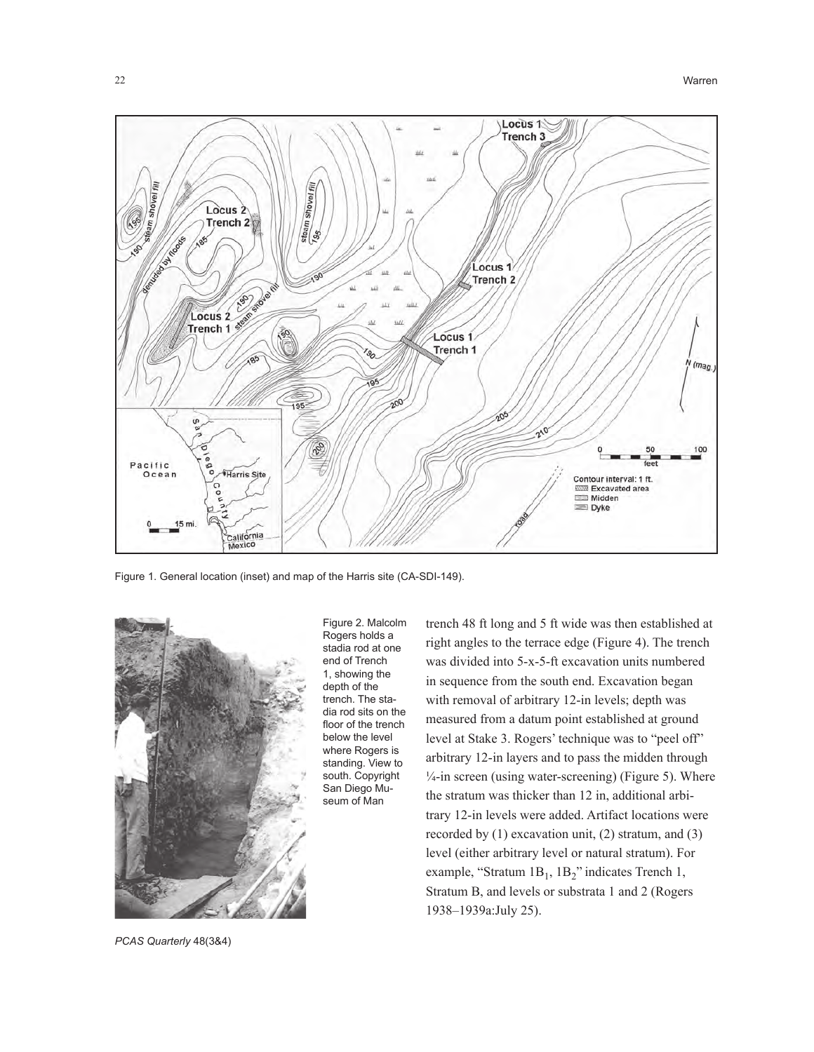Figure 1. General location (inset) and map of the Harris site (CA-SDI-149).

Figure 2. Malcolm Rogers holds a stadia rod at one end of Trench 1, showing the depth of the trench. The stadia rod sits on the floor of the trench below the level where Rogers is standing. View to south. Copyright San Diego Museum of Man

trench 48 ft long and 5 ft wide was then established at right angles to the terrace edge (Figure 4). The trench was divided into 5-x-5-ft excavation units numbered in sequence from the south end. Excavation began with removal of arbitrary 12-in levels; depth was measured from a datum point established at ground level at Stake 3. Rogers' technique was to "peel off" arbitrary 12-in layers and to pass the midden through ¼-in screen (using water-screening) (Figure 5). Where the stratum was thicker than 12 in, additional arbitrary 12-in levels were added. Artifact locations were recorded by (1) excavation unit, (2) stratum, and (3) level (either arbitrary level or natural stratum). For example, "Stratum $1B_1$, $1B_2$" indicates Trench 1, Stratum B, and levels or substrata 1 and 2 (Rogers 1938–1939a:July 25).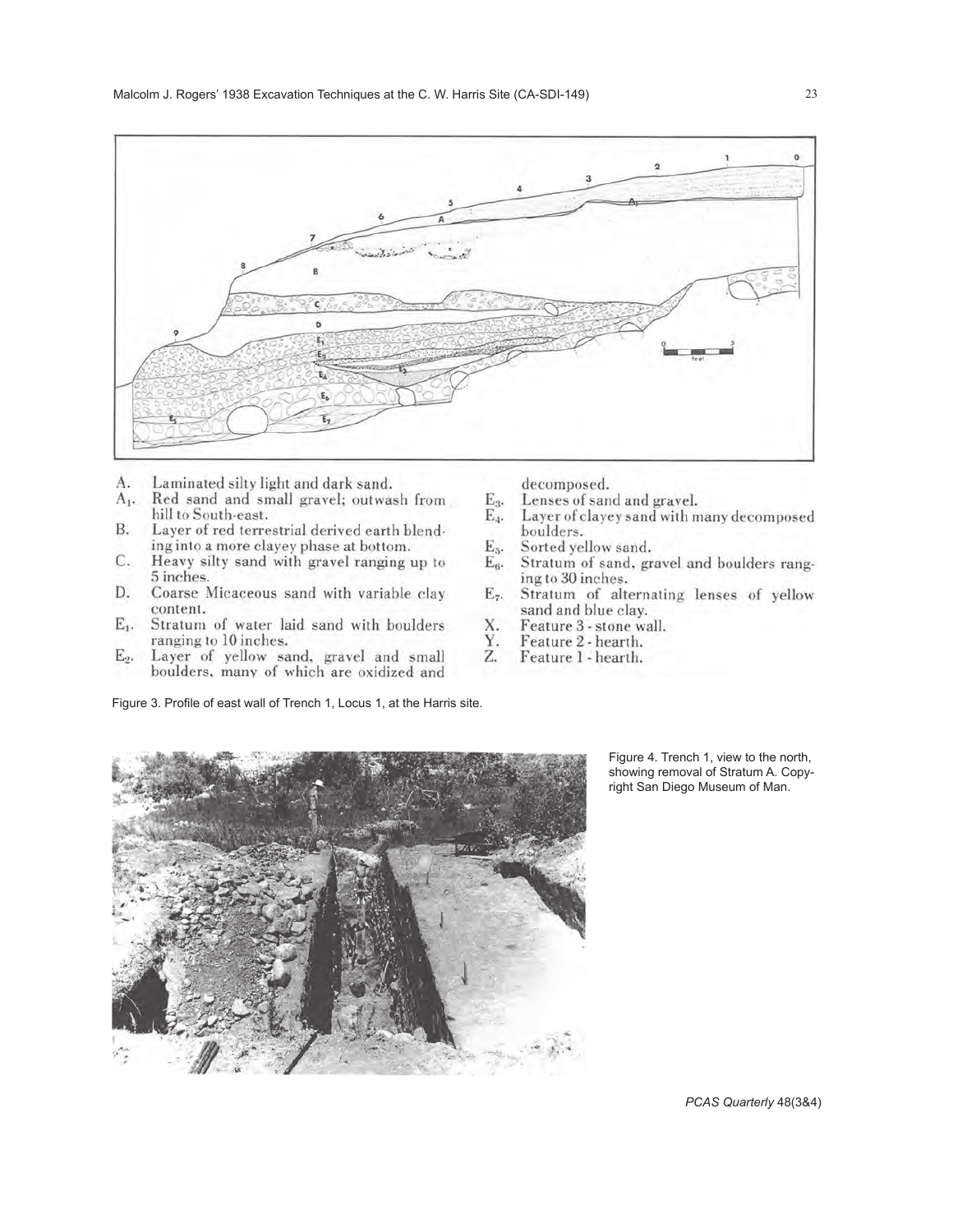A. Laminated silty light and dark sand.
$A_1$. Red sand and small gravel; outwash from hill to South-east.
B. Layer of red terrestrial derived earth blending into a more clayey phase at bottom.
C. Heavy silty sand with gravel ranging up to 5 inches.
D. Coarse Micaceous sand with variable clay content.
$E_1$. Stratum of water laid sand with boulders ranging to 10 inches.
$E_2$. Layer of yellow sand, gravel and small boulders, many of which are oxidized and decomposed.
$E_3$. Lenses of sand and gravel.
$E_4$. Layer of clayey sand with many decomposed boulders.
$E_5$. Sorted yellow sand.
$E_6$. Stratum of sand, gravel and boulders ranging to 30 inches.
$E_7$. Stratum of alternating lenses of yellow sand and blue clay.
X. Feature 3 - stone wall.
Y. Feature 2 - hearth.
Z. Feature 1 - hearth.

Figure 3. Profile of east wall of Trench 1, Locus 1, at the Harris site.

Figure 4. Trench 1, view to the north, showing removal of Stratum A. Copyright San Diego Museum of Man.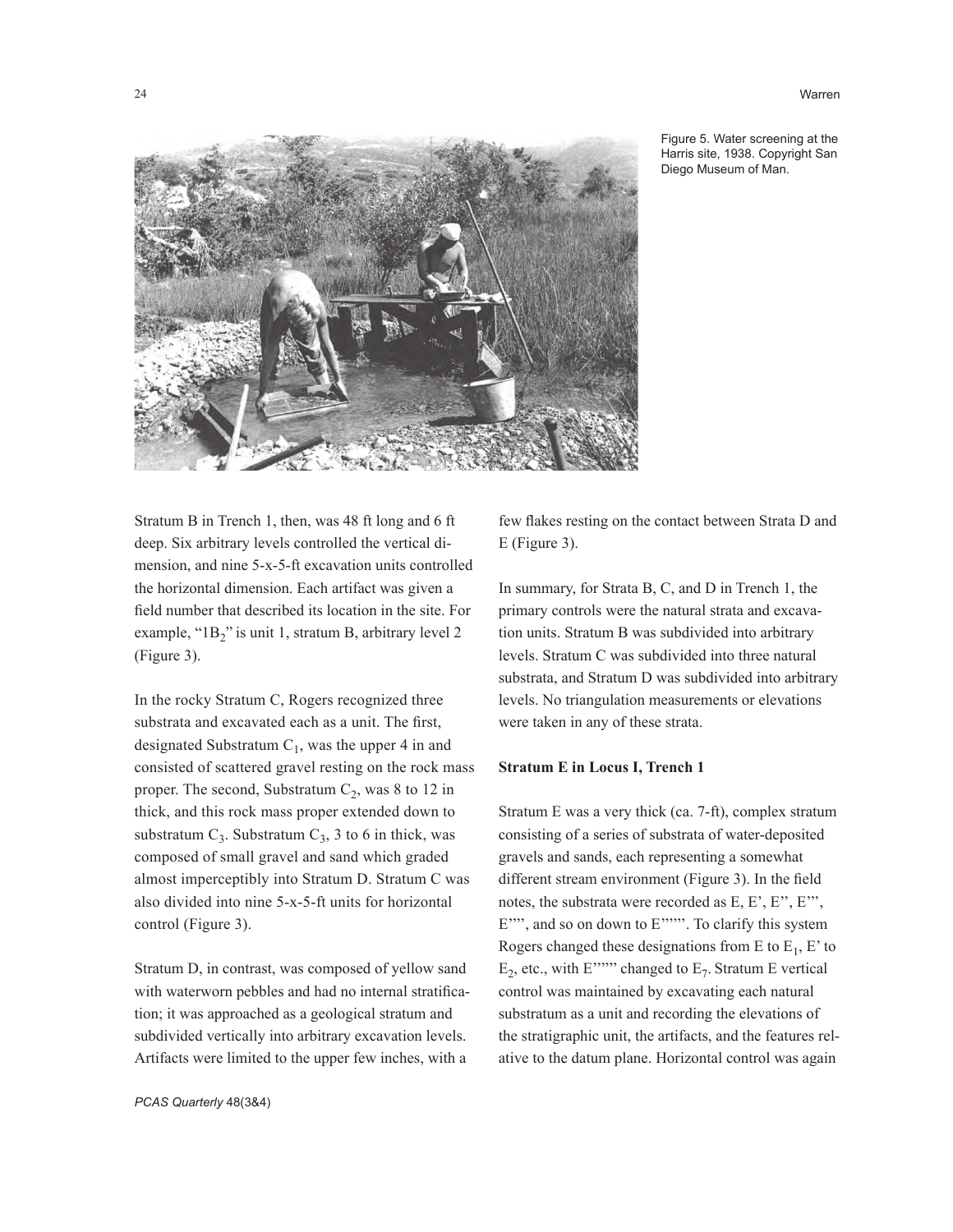Figure 5. Water screening at the Harris site, 1938. Copyright San Diego Museum of Man.

Stratum B in Trench 1, then, was 48 ft long and 6 ft deep. Six arbitrary levels controlled the vertical dimension, and nine 5-x-5-ft excavation units controlled the horizontal dimension. Each artifact was given a field number that described its location in the site. For example, "$1B_2$" is unit 1, stratum B, arbitrary level 2 (Figure 3).

In the rocky Stratum C, Rogers recognized three substrata and excavated each as a unit. The first, designated Substratum $C_1$, was the upper 4 in and consisted of scattered gravel resting on the rock mass proper. The second, Substratum $C_2$, was 8 to 12 in thick, and this rock mass proper extended down to substratum $C_3$. Substratum $C_3$, 3 to 6 in thick, was composed of small gravel and sand which graded almost imperceptibly into Stratum D. Stratum C was also divided into nine 5-x-5-ft units for horizontal control (Figure 3).

Stratum D, in contrast, was composed of yellow sand with waterworn pebbles and had no internal stratification; it was approached as a geological stratum and subdivided vertically into arbitrary excavation levels. Artifacts were limited to the upper few inches, with a few flakes resting on the contact between Strata D and E (Figure 3).

In summary, for Strata B, C, and D in Trench 1, the primary controls were the natural strata and excavation units. Stratum B was subdivided into arbitrary levels. Stratum C was subdivided into three natural substrata, and Stratum D was subdivided into arbitrary levels. No triangulation measurements or elevations were taken in any of these strata.

**Stratum E in Locus I, Trench 1**

Stratum E was a very thick (ca. 7-ft), complex stratum consisting of a series of substrata of water-deposited gravels and sands, each representing a somewhat different stream environment (Figure 3). In the field notes, the substrata were recorded as E, E', E'', E''', E'''', and so on down to E''''''. To clarify this system Rogers changed these designations from E to $E_1$, E' to $E_2$, etc., with E'''''' changed to $E_7$. Stratum E vertical control was maintained by excavating each natural substratum as a unit and recording the elevations of the stratigraphic unit, the artifacts, and the features relative to the datum plane. Horizontal control was again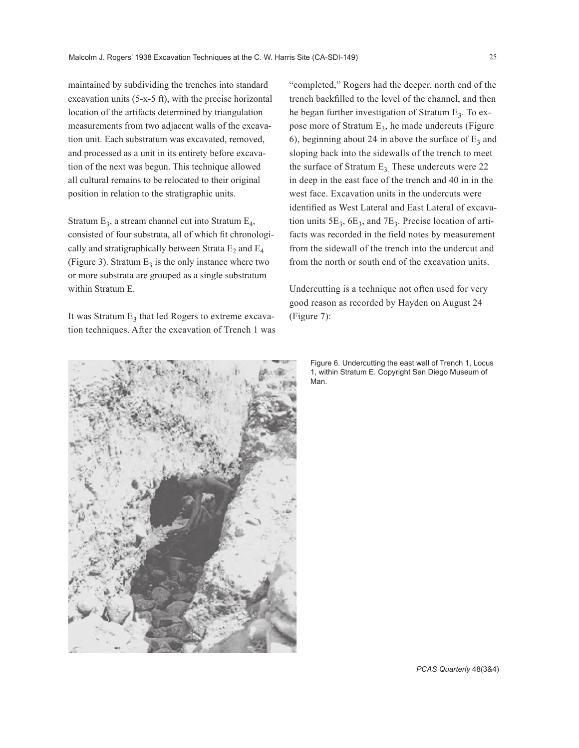maintained by subdividing the trenches into standard excavation units (5-x-5 ft), with the precise horizontal location of the artifacts determined by triangulation measurements from two adjacent walls of the excavation unit. Each substratum was excavated, removed, and processed as a unit in its entirety before excavation of the next was begun. This technique allowed all cultural remains to be relocated to their original position in relation to the stratigraphic units.

Stratum $E_3$, a stream channel cut into Stratum $E_4$, consisted of four substrata, all of which fit chronologically and stratigraphically between Strata $E_2$ and $E_4$ (Figure 3). Stratum $E_3$ is the only instance where two or more substrata are grouped as a single substratum within Stratum E.

It was Stratum $E_3$ that led Rogers to extreme excavation techniques. After the excavation of Trench 1 was "completed," Rogers had the deeper, north end of the trench backfilled to the level of the channel, and then he began further investigation of Stratum $E_3$. To expose more of Stratum $E_3$, he made undercuts (Figure 6), beginning about 24 in above the surface of $E_3$ and sloping back into the sidewalls of the trench to meet the surface of Stratum $E_3$. These undercuts were 22 in deep in the east face of the trench and 40 in in the west face. Excavation units in the undercuts were identified as West Lateral and East Lateral of excavation units $5E_3$, $6E_3$, and $7E_3$. Precise location of artifacts was recorded in the field notes by measurement from the sidewall of the trench into the undercut and from the north or south end of the excavation units.

Undercutting is a technique not often used for very good reason as recorded by Hayden on August 24 (Figure 7):

Figure 6. Undercutting the east wall of Trench 1, Locus 1, within Stratum E. Copyright San Diego Museum of Man.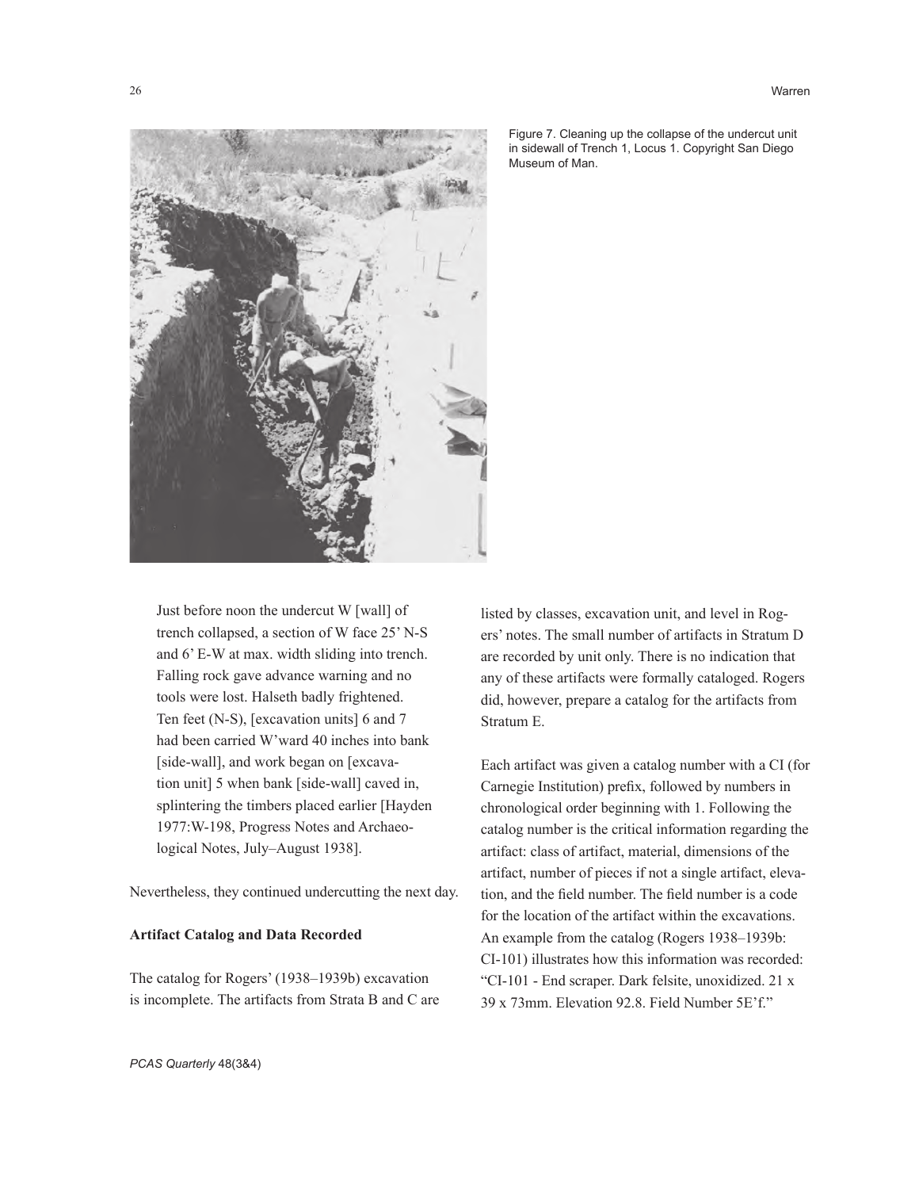Figure 7. Cleaning up the collapse of the undercut unit in sidewall of Trench 1, Locus 1. Copyright San Diego Museum of Man.

> Just before noon the undercut W [wall] of trench collapsed, a section of W face 25' N-S and 6' E-W at max. width sliding into trench. Falling rock gave advance warning and no tools were lost. Halseth badly frightened. Ten feet (N-S), [excavation units] 6 and 7 had been carried W'ward 40 inches into bank [side-wall], and work began on [excavation unit] 5 when bank [side-wall] caved in, splintering the timbers placed earlier [Hayden 1977:W-198, Progress Notes and Archaeological Notes, July–August 1938].

Nevertheless, they continued undercutting the next day.

**Artifact Catalog and Data Recorded**

The catalog for Rogers' (1938–1939b) excavation is incomplete. The artifacts from Strata B and C are listed by classes, excavation unit, and level in Rogers' notes. The small number of artifacts in Stratum D are recorded by unit only. There is no indication that any of these artifacts were formally cataloged. Rogers did, however, prepare a catalog for the artifacts from Stratum E.

Each artifact was given a catalog number with a CI (for Carnegie Institution) prefix, followed by numbers in chronological order beginning with 1. Following the catalog number is the critical information regarding the artifact: class of artifact, material, dimensions of the artifact, number of pieces if not a single artifact, elevation, and the field number. The field number is a code for the location of the artifact within the excavations. An example from the catalog (Rogers 1938–1939b: CI-101) illustrates how this information was recorded: "CI-101 - End scraper. Dark felsite, unoxidized. 21 x 39 x 73mm. Elevation 92.8. Field Number 5E'f."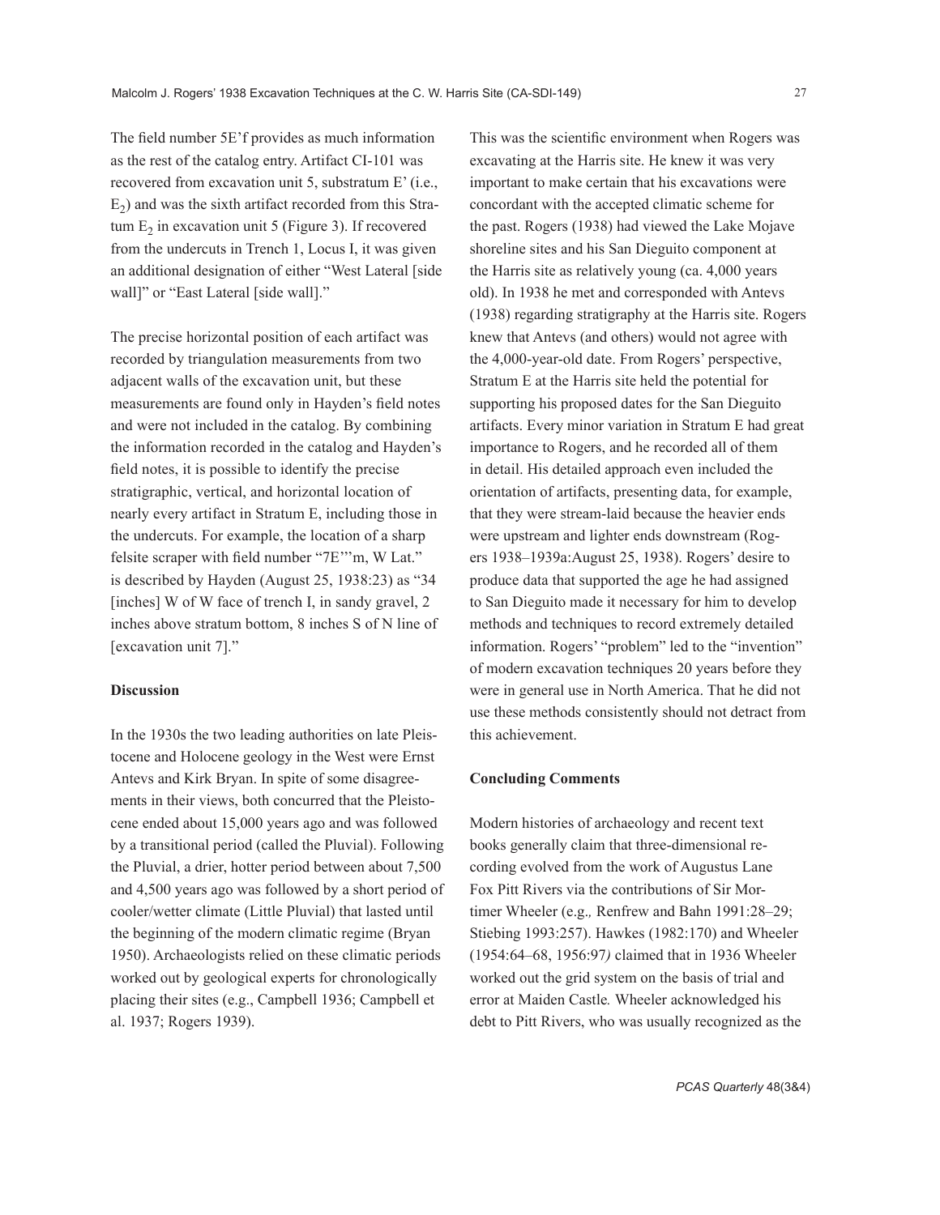The field number 5E'f provides as much information as the rest of the catalog entry. Artifact CI-101 was recovered from excavation unit 5, substratum E' (i.e., $E_2$) and was the sixth artifact recorded from this Stratum $E_2$ in excavation unit 5 (Figure 3). If recovered from the undercuts in Trench 1, Locus I, it was given an additional designation of either "West Lateral [side wall]" or "East Lateral [side wall]."

The precise horizontal position of each artifact was recorded by triangulation measurements from two adjacent walls of the excavation unit, but these measurements are found only in Hayden's field notes and were not included in the catalog. By combining the information recorded in the catalog and Hayden's field notes, it is possible to identify the precise stratigraphic, vertical, and horizontal location of nearly every artifact in Stratum E, including those in the undercuts. For example, the location of a sharp felsite scraper with field number "7E'''m, W Lat." is described by Hayden (August 25, 1938:23) as "34 [inches] W of W face of trench I, in sandy gravel, 2 inches above stratum bottom, 8 inches S of N line of [excavation unit 7]."

**Discussion**

In the 1930s the two leading authorities on late Pleistocene and Holocene geology in the West were Ernst Antevs and Kirk Bryan. In spite of some disagreements in their views, both concurred that the Pleistocene ended about 15,000 years ago and was followed by a transitional period (called the Pluvial). Following the Pluvial, a drier, hotter period between about 7,500 and 4,500 years ago was followed by a short period of cooler/wetter climate (Little Pluvial) that lasted until the beginning of the modern climatic regime (Bryan 1950). Archaeologists relied on these climatic periods worked out by geological experts for chronologically placing their sites (e.g., Campbell 1936; Campbell et al. 1937; Rogers 1939).

This was the scientific environment when Rogers was excavating at the Harris site. He knew it was very important to make certain that his excavations were concordant with the accepted climatic scheme for the past. Rogers (1938) had viewed the Lake Mojave shoreline sites and his San Dieguito component at the Harris site as relatively young (ca. 4,000 years old). In 1938 he met and corresponded with Antevs (1938) regarding stratigraphy at the Harris site. Rogers knew that Antevs (and others) would not agree with the 4,000-year-old date. From Rogers' perspective, Stratum E at the Harris site held the potential for supporting his proposed dates for the San Dieguito artifacts. Every minor variation in Stratum E had great importance to Rogers, and he recorded all of them in detail. His detailed approach even included the orientation of artifacts, presenting data, for example, that they were stream-laid because the heavier ends were upstream and lighter ends downstream (Rogers 1938–1939a:August 25, 1938). Rogers' desire to produce data that supported the age he had assigned to San Dieguito made it necessary for him to develop methods and techniques to record extremely detailed information. Rogers' "problem" led to the "invention" of modern excavation techniques 20 years before they were in general use in North America. That he did not use these methods consistently should not detract from this achievement.

**Concluding Comments**

Modern histories of archaeology and recent text books generally claim that three-dimensional recording evolved from the work of Augustus Lane Fox Pitt Rivers via the contributions of Sir Mortimer Wheeler (e.g., Renfrew and Bahn 1991:28–29; Stiebing 1993:257). Hawkes (1982:170) and Wheeler (1954:64–68, 1956:97) claimed that in 1936 Wheeler worked out the grid system on the basis of trial and error at Maiden Castle. Wheeler acknowledged his debt to Pitt Rivers, who was usually recognized as the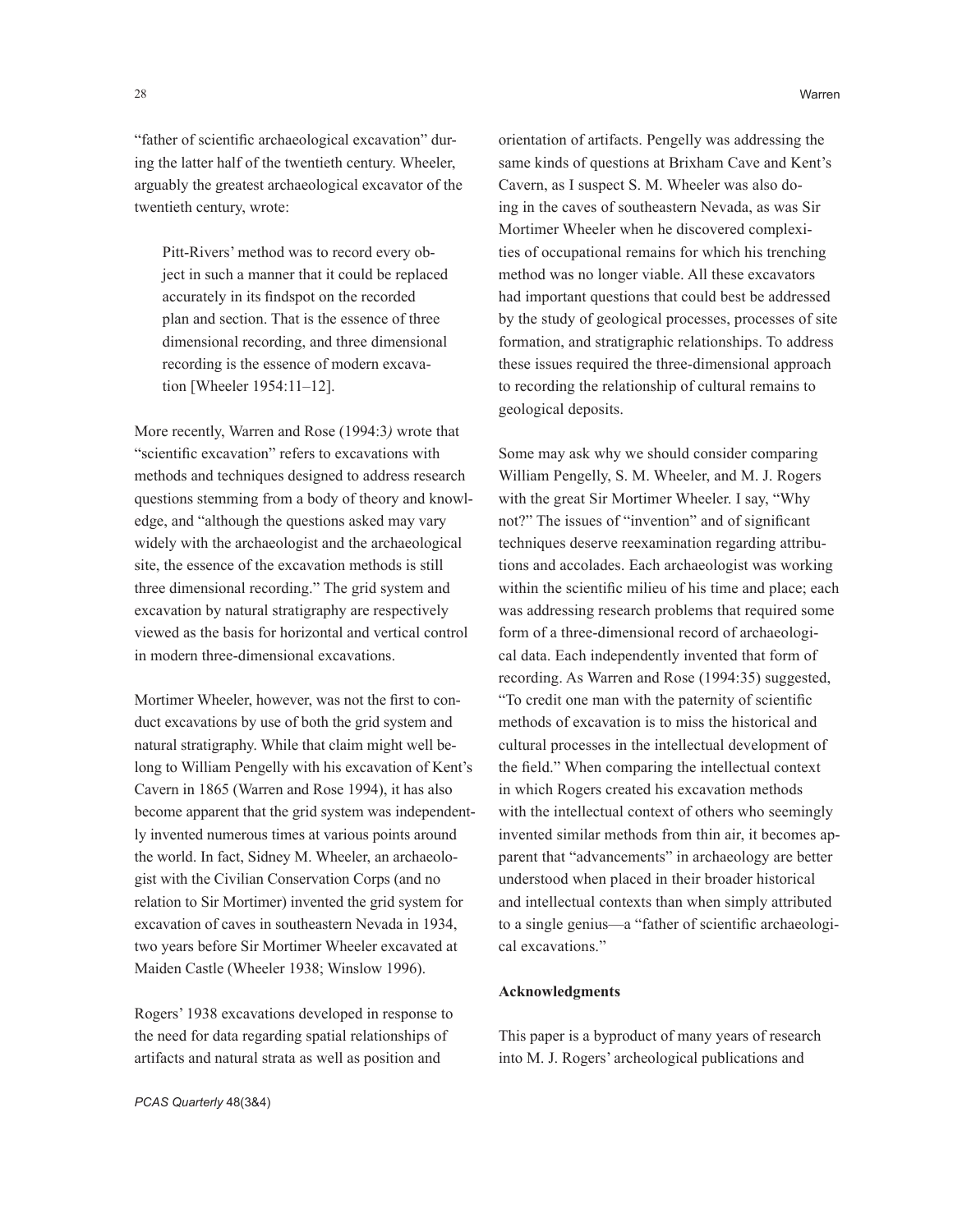"father of scientific archaeological excavation" during the latter half of the twentieth century. Wheeler, arguably the greatest archaeological excavator of the twentieth century, wrote:

> Pitt-Rivers' method was to record every object in such a manner that it could be replaced accurately in its findspot on the recorded plan and section. That is the essence of three dimensional recording, and three dimensional recording is the essence of modern excavation [Wheeler 1954:11–12].

More recently, Warren and Rose (1994:3*)* wrote that "scientific excavation" refers to excavations with methods and techniques designed to address research questions stemming from a body of theory and knowledge, and "although the questions asked may vary widely with the archaeologist and the archaeological site, the essence of the excavation methods is still three dimensional recording." The grid system and excavation by natural stratigraphy are respectively viewed as the basis for horizontal and vertical control in modern three-dimensional excavations.

Mortimer Wheeler, however, was not the first to conduct excavations by use of both the grid system and natural stratigraphy. While that claim might well belong to William Pengelly with his excavation of Kent's Cavern in 1865 (Warren and Rose 1994), it has also become apparent that the grid system was independently invented numerous times at various points around the world. In fact, Sidney M. Wheeler, an archaeologist with the Civilian Conservation Corps (and no relation to Sir Mortimer) invented the grid system for excavation of caves in southeastern Nevada in 1934, two years before Sir Mortimer Wheeler excavated at Maiden Castle (Wheeler 1938; Winslow 1996).

Rogers' 1938 excavations developed in response to the need for data regarding spatial relationships of artifacts and natural strata as well as position and orientation of artifacts. Pengelly was addressing the same kinds of questions at Brixham Cave and Kent's Cavern, as I suspect S. M. Wheeler was also doing in the caves of southeastern Nevada, as was Sir Mortimer Wheeler when he discovered complexities of occupational remains for which his trenching method was no longer viable. All these excavators had important questions that could best be addressed by the study of geological processes, processes of site formation, and stratigraphic relationships. To address these issues required the three-dimensional approach to recording the relationship of cultural remains to geological deposits.

Some may ask why we should consider comparing William Pengelly, S. M. Wheeler, and M. J. Rogers with the great Sir Mortimer Wheeler. I say, "Why not?" The issues of "invention" and of significant techniques deserve reexamination regarding attributions and accolades. Each archaeologist was working within the scientific milieu of his time and place; each was addressing research problems that required some form of a three-dimensional record of archaeological data. Each independently invented that form of recording. As Warren and Rose (1994:35) suggested, "To credit one man with the paternity of scientific methods of excavation is to miss the historical and cultural processes in the intellectual development of the field." When comparing the intellectual context in which Rogers created his excavation methods with the intellectual context of others who seemingly invented similar methods from thin air, it becomes apparent that "advancements" in archaeology are better understood when placed in their broader historical and intellectual contexts than when simply attributed to a single genius—a "father of scientific archaeological excavations."

### Acknowledgments

This paper is a byproduct of many years of research into M. J. Rogers' archeological publications and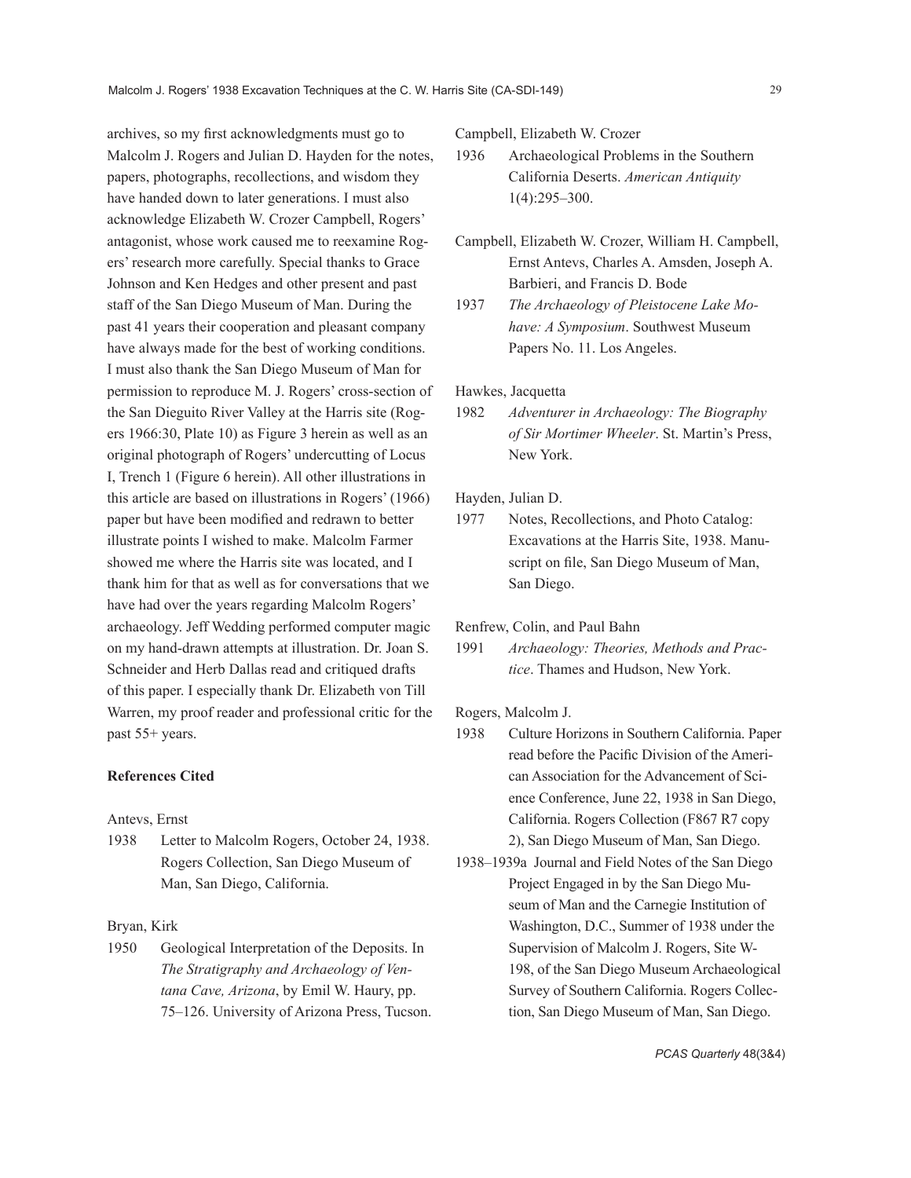archives, so my first acknowledgments must go to Malcolm J. Rogers and Julian D. Hayden for the notes, papers, photographs, recollections, and wisdom they have handed down to later generations. I must also acknowledge Elizabeth W. Crozer Campbell, Rogers' antagonist, whose work caused me to reexamine Rogers' research more carefully. Special thanks to Grace Johnson and Ken Hedges and other present and past staff of the San Diego Museum of Man. During the past 41 years their cooperation and pleasant company have always made for the best of working conditions. I must also thank the San Diego Museum of Man for permission to reproduce M. J. Rogers' cross-section of the San Dieguito River Valley at the Harris site (Rogers 1966:30, Plate 10) as Figure 3 herein as well as an original photograph of Rogers' undercutting of Locus I, Trench 1 (Figure 6 herein). All other illustrations in this article are based on illustrations in Rogers' (1966) paper but have been modified and redrawn to better illustrate points I wished to make. Malcolm Farmer showed me where the Harris site was located, and I thank him for that as well as for conversations that we have had over the years regarding Malcolm Rogers' archaeology. Jeff Wedding performed computer magic on my hand-drawn attempts at illustration. Dr. Joan S. Schneider and Herb Dallas read and critiqued drafts of this paper. I especially thank Dr. Elizabeth von Till Warren, my proof reader and professional critic for the past 55+ years.

### References Cited

Antevs, Ernst

1938 Letter to Malcolm Rogers, October 24, 1938. Rogers Collection, San Diego Museum of Man, San Diego, California.

Bryan, Kirk

1950 Geological Interpretation of the Deposits. In *The Stratigraphy and Archaeology of Ventana Cave, Arizona*, by Emil W. Haury, pp. 75–126. University of Arizona Press, Tucson.

Campbell, Elizabeth W. Crozer

1936 Archaeological Problems in the Southern California Deserts. *American Antiquity* 1(4):295–300.

Campbell, Elizabeth W. Crozer, William H. Campbell, Ernst Antevs, Charles A. Amsden, Joseph A. Barbieri, and Francis D. Bode

1937 *The Archaeology of Pleistocene Lake Mohave: A Symposium*. Southwest Museum Papers No. 11. Los Angeles.

Hawkes, Jacquetta

1982 *Adventurer in Archaeology: The Biography of Sir Mortimer Wheeler*. St. Martin's Press, New York.

Hayden, Julian D.

1977 Notes, Recollections, and Photo Catalog: Excavations at the Harris Site, 1938. Manuscript on file, San Diego Museum of Man, San Diego.

Renfrew, Colin, and Paul Bahn

1991 *Archaeology: Theories, Methods and Practice*. Thames and Hudson, New York.

Rogers, Malcolm J.

1938 Culture Horizons in Southern California. Paper read before the Pacific Division of the American Association for the Advancement of Science Conference, June 22, 1938 in San Diego, California. Rogers Collection (F867 R7 copy 2), San Diego Museum of Man, San Diego.

1938–1939a Journal and Field Notes of the San Diego Project Engaged in by the San Diego Museum of Man and the Carnegie Institution of Washington, D.C., Summer of 1938 under the Supervision of Malcolm J. Rogers, Site W-198, of the San Diego Museum Archaeological Survey of Southern California. Rogers Collection, San Diego Museum of Man, San Diego.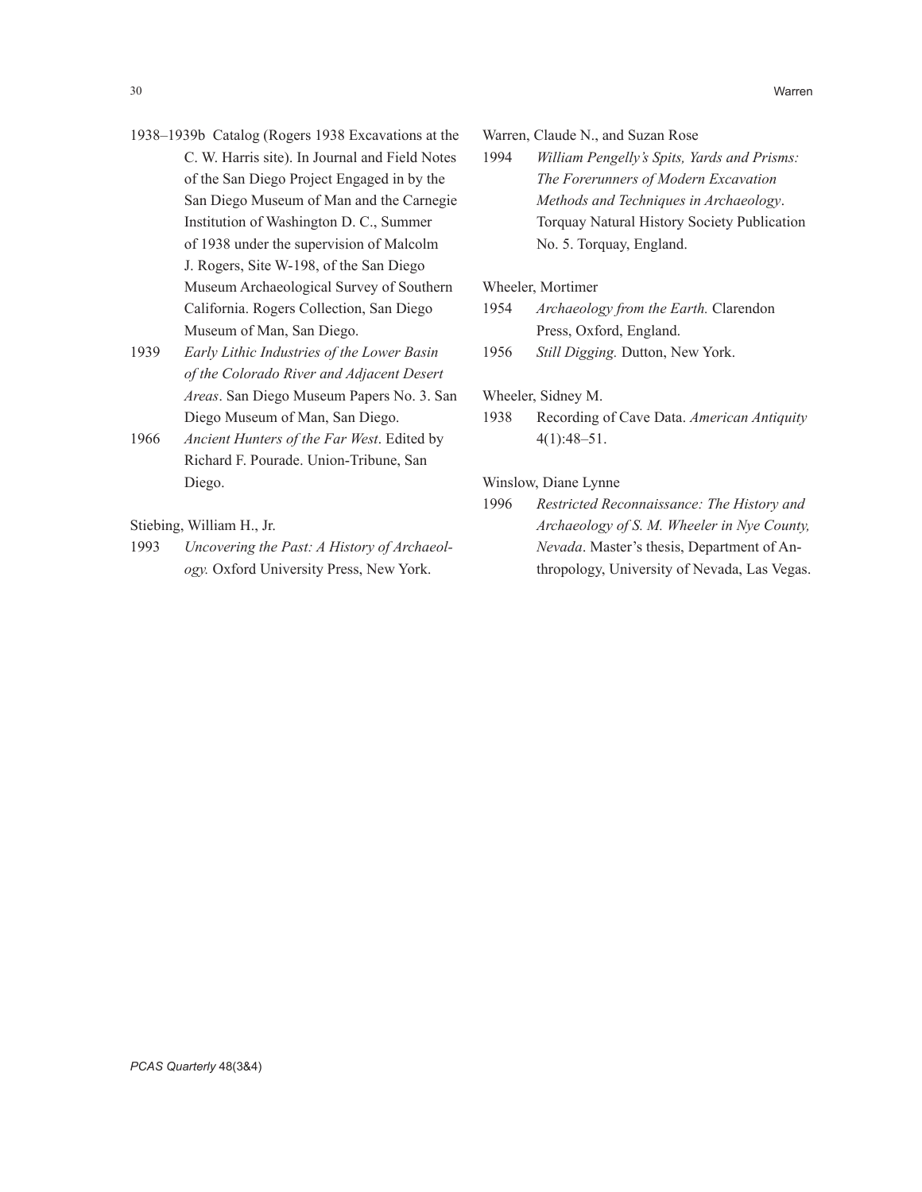1938–1939b Catalog (Rogers 1938 Excavations at the C. W. Harris site). In Journal and Field Notes of the San Diego Project Engaged in by the San Diego Museum of Man and the Carnegie Institution of Washington D. C., Summer of 1938 under the supervision of Malcolm J. Rogers, Site W-198, of the San Diego Museum Archaeological Survey of Southern California. Rogers Collection, San Diego Museum of Man, San Diego.

1939 *Early Lithic Industries of the Lower Basin of the Colorado River and Adjacent Desert Areas*. San Diego Museum Papers No. 3. San Diego Museum of Man, San Diego.

1966 *Ancient Hunters of the Far West*. Edited by Richard F. Pourade. Union-Tribune, San Diego.

Stiebing, William H., Jr.

1993 *Uncovering the Past: A History of Archaeology.* Oxford University Press, New York.

Warren, Claude N., and Suzan Rose

1994 *William Pengelly's Spits, Yards and Prisms: The Forerunners of Modern Excavation Methods and Techniques in Archaeology*. Torquay Natural History Society Publication No. 5. Torquay, England.

Wheeler, Mortimer

1954 *Archaeology from the Earth.* Clarendon Press, Oxford, England.

1956 *Still Digging.* Dutton, New York.

Wheeler, Sidney M.

1938 Recording of Cave Data. *American Antiquity* 4(1):48–51.

Winslow, Diane Lynne

1996 *Restricted Reconnaissance: The History and Archaeology of S. M. Wheeler in Nye County, Nevada*. Master's thesis, Department of Anthropology, University of Nevada, Las Vegas.